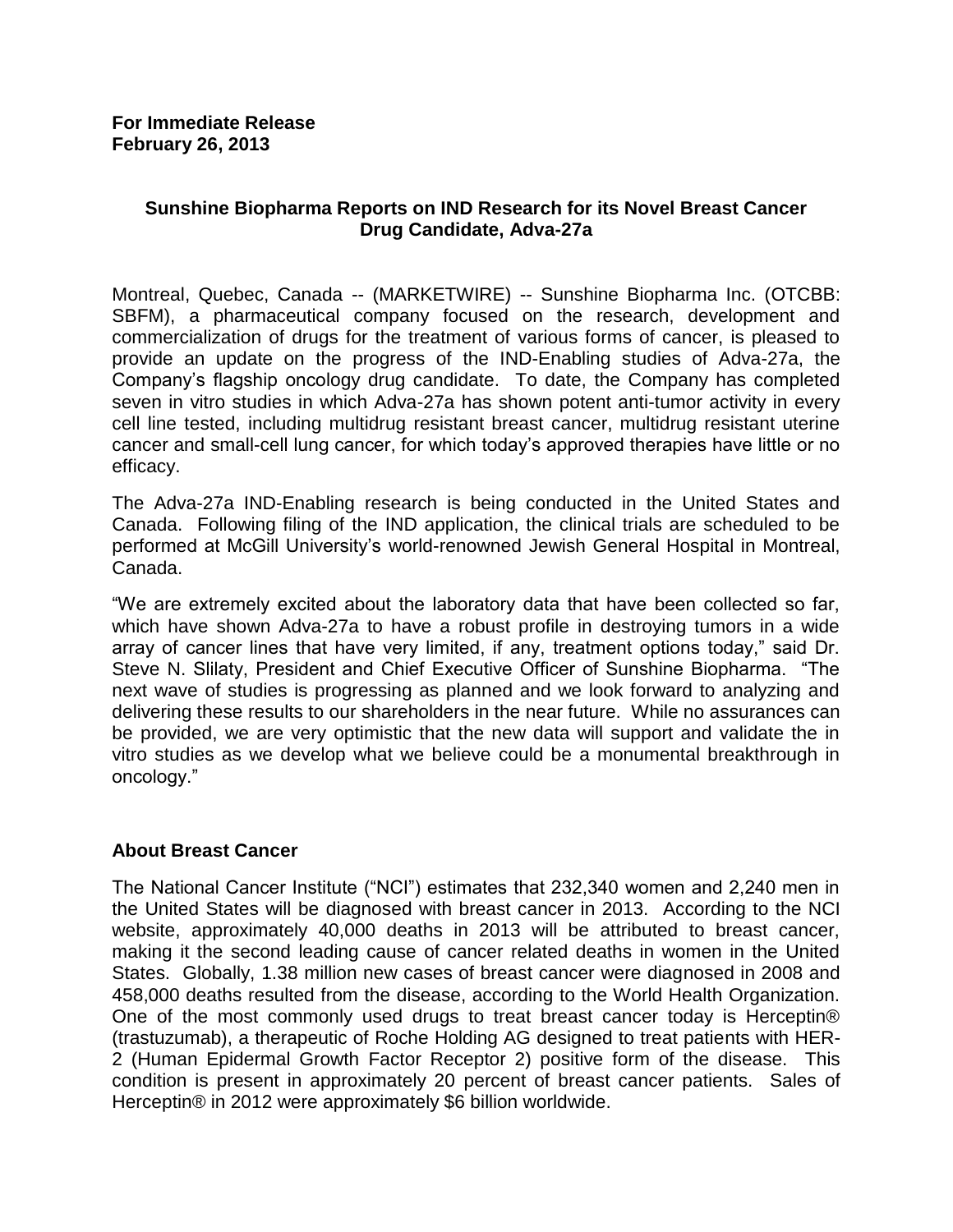**For Immediate Release**
**February 26, 2013**

## Sunshine Biopharma Reports on IND Research for its Novel Breast Cancer Drug Candidate, Adva-27a

Montreal, Quebec, Canada -- (MARKETWIRE) -- Sunshine Biopharma Inc. (OTCBB: SBFM), a pharmaceutical company focused on the research, development and commercialization of drugs for the treatment of various forms of cancer, is pleased to provide an update on the progress of the IND-Enabling studies of Adva-27a, the Company's flagship oncology drug candidate. To date, the Company has completed seven in vitro studies in which Adva-27a has shown potent anti-tumor activity in every cell line tested, including multidrug resistant breast cancer, multidrug resistant uterine cancer and small-cell lung cancer, for which today's approved therapies have little or no efficacy.

The Adva-27a IND-Enabling research is being conducted in the United States and Canada. Following filing of the IND application, the clinical trials are scheduled to be performed at McGill University's world-renowned Jewish General Hospital in Montreal, Canada.

"We are extremely excited about the laboratory data that have been collected so far, which have shown Adva-27a to have a robust profile in destroying tumors in a wide array of cancer lines that have very limited, if any, treatment options today," said Dr. Steve N. Slilaty, President and Chief Executive Officer of Sunshine Biopharma. "The next wave of studies is progressing as planned and we look forward to analyzing and delivering these results to our shareholders in the near future. While no assurances can be provided, we are very optimistic that the new data will support and validate the in vitro studies as we develop what we believe could be a monumental breakthrough in oncology."

### About Breast Cancer

The National Cancer Institute ("NCI") estimates that 232,340 women and 2,240 men in the United States will be diagnosed with breast cancer in 2013. According to the NCI website, approximately 40,000 deaths in 2013 will be attributed to breast cancer, making it the second leading cause of cancer related deaths in women in the United States. Globally, 1.38 million new cases of breast cancer were diagnosed in 2008 and 458,000 deaths resulted from the disease, according to the World Health Organization. One of the most commonly used drugs to treat breast cancer today is Herceptin® (trastuzumab), a therapeutic of Roche Holding AG designed to treat patients with HER-2 (Human Epidermal Growth Factor Receptor 2) positive form of the disease. This condition is present in approximately 20 percent of breast cancer patients. Sales of Herceptin® in 2012 were approximately $6 billion worldwide.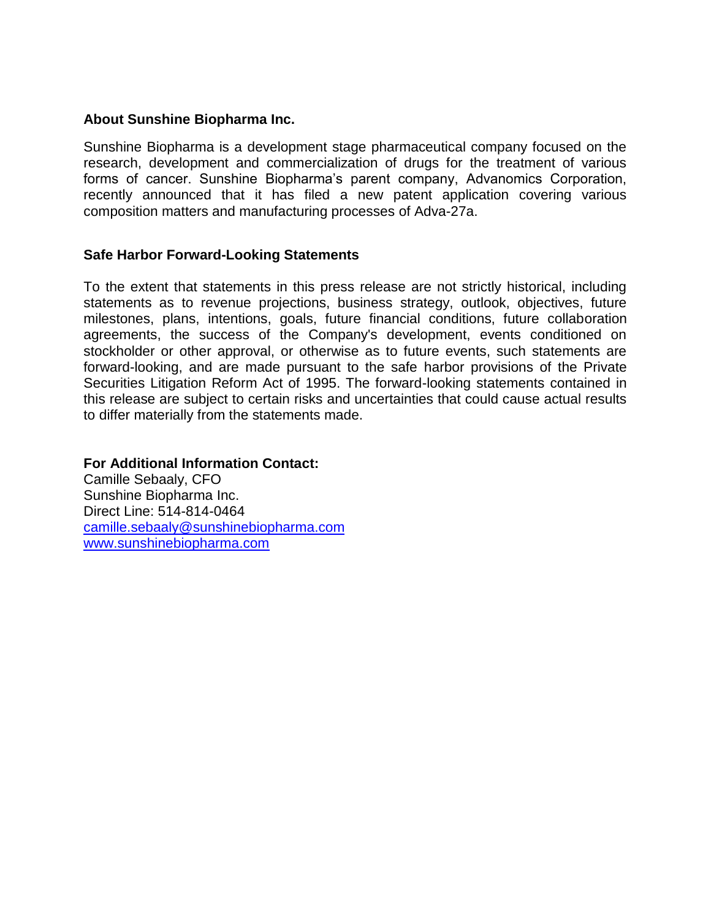**About Sunshine Biopharma Inc.**

Sunshine Biopharma is a development stage pharmaceutical company focused on the research, development and commercialization of drugs for the treatment of various forms of cancer. Sunshine Biopharma's parent company, Advanomics Corporation, recently announced that it has filed a new patent application covering various composition matters and manufacturing processes of Adva-27a.

**Safe Harbor Forward-Looking Statements**

To the extent that statements in this press release are not strictly historical, including statements as to revenue projections, business strategy, outlook, objectives, future milestones, plans, intentions, goals, future financial conditions, future collaboration agreements, the success of the Company's development, events conditioned on stockholder or other approval, or otherwise as to future events, such statements are forward-looking, and are made pursuant to the safe harbor provisions of the Private Securities Litigation Reform Act of 1995. The forward-looking statements contained in this release are subject to certain risks and uncertainties that could cause actual results to differ materially from the statements made.

**For Additional Information Contact:**
Camille Sebaaly, CFO
Sunshine Biopharma Inc.
Direct Line: 514-814-0464
camille.sebaaly@sunshinebiopharma.com
www.sunshinebiopharma.com